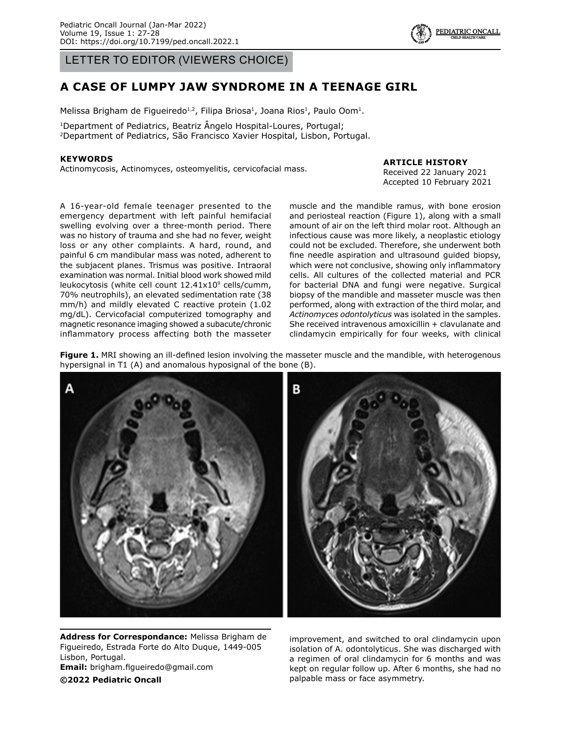LETTER TO EDITOR (VIEWERS CHOICE)

# A CASE OF LUMPY JAW SYNDROME IN A TEENAGE GIRL

Melissa Brigham de Figueiredo[1,2], Filipa Briosa[1], Joana Rios[1], Paulo Oom[1].

[1]Department of Pediatrics, Beatriz Ângelo Hospital-Loures, Portugal;
[2]Department of Pediatrics, São Francisco Xavier Hospital, Lisbon, Portugal.

**KEYWORDS**

Actinomycosis, Actinomyces, osteomyelitis, cervicofacial mass.

**ARTICLE HISTORY**

Received 22 January 2021
Accepted 10 February 2021

A 16-year-old female teenager presented to the emergency department with left painful hemifacial swelling evolving over a three-month period. There was no history of trauma and she had no fever, weight loss or any other complaints. A hard, round, and painful 6 cm mandibular mass was noted, adherent to the subjacent planes. Trismus was positive. Intraoral examination was normal. Initial blood work showed mild leukocytosis (white cell count $12.41 \times 10^9$ cells/cumm, 70% neutrophils), an elevated sedimentation rate (38 mm/h) and mildly elevated C reactive protein (1.02 mg/dL). Cervicofacial computerized tomography and magnetic resonance imaging showed a subacute/chronic inflammatory process affecting both the masseter muscle and the mandible ramus, with bone erosion and periosteal reaction (Figure 1), along with a small amount of air on the left third molar root. Although an infectious cause was more likely, a neoplastic etiology could not be excluded. Therefore, she underwent both fine needle aspiration and ultrasound guided biopsy, which were not conclusive, showing only inflammatory cells. All cultures of the collected material and PCR for bacterial DNA and fungi were negative. Surgical biopsy of the mandible and masseter muscle was then performed, along with extraction of the third molar, and *Actinomyces odontolyticus* was isolated in the samples. She received intravenous amoxicillin + clavulanate and clindamycin empirically for four weeks, with clinical improvement, and switched to oral clindamycin upon isolation of A. odontolyticus. She was discharged with a regimen of oral clindamycin for 6 months and was kept on regular follow up. After 6 months, she had no palpable mass or face asymmetry.

**Figure 1.** MRI showing an ill-defined lesion involving the masseter muscle and the mandible, with heterogenous hypersignal in T1 (A) and anomalous hyposignal of the bone (B).

**Address for Correspondance:** Melissa Brigham de Figueiredo, Estrada Forte do Alto Duque, 1449-005 Lisbon, Portugal.
**Email:** brigham.figueiredo@gmail.com
**©2022 Pediatric Oncall**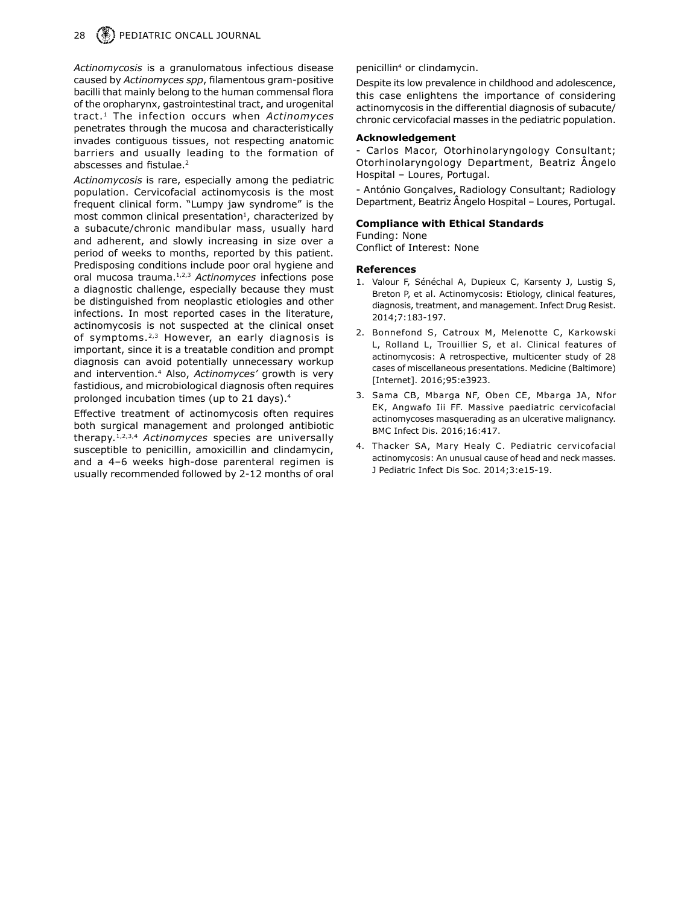*Actinomycosis* is a granulomatous infectious disease caused by *Actinomyces spp*, filamentous gram-positive bacilli that mainly belong to the human commensal flora of the oropharynx, gastrointestinal tract, and urogenital tract.[1] The infection occurs when *Actinomyces* penetrates through the mucosa and characteristically invades contiguous tissues, not respecting anatomic barriers and usually leading to the formation of abscesses and fistulae.[2]

*Actinomycosis* is rare, especially among the pediatric population. Cervicofacial actinomycosis is the most frequent clinical form. "Lumpy jaw syndrome" is the most common clinical presentation[1], characterized by a subacute/chronic mandibular mass, usually hard and adherent, and slowly increasing in size over a period of weeks to months, reported by this patient. Predisposing conditions include poor oral hygiene and oral mucosa trauma.[1,2,3] *Actinomyces* infections pose a diagnostic challenge, especially because they must be distinguished from neoplastic etiologies and other infections. In most reported cases in the literature, actinomycosis is not suspected at the clinical onset of symptoms.[2,3] However, an early diagnosis is important, since it is a treatable condition and prompt diagnosis can avoid potentially unnecessary workup and intervention.[4] Also, *Actinomyces'* growth is very fastidious, and microbiological diagnosis often requires prolonged incubation times (up to 21 days).[4]

Effective treatment of actinomycosis often requires both surgical management and prolonged antibiotic therapy.[1,2,3,4] *Actinomyces* species are universally susceptible to penicillin, amoxicillin and clindamycin, and a 4–6 weeks high-dose parenteral regimen is usually recommended followed by 2-12 months of oral penicillin[4] or clindamycin.

Despite its low prevalence in childhood and adolescence, this case enlightens the importance of considering actinomycosis in the differential diagnosis of subacute/chronic cervicofacial masses in the pediatric population.

**Acknowledgement**

- Carlos Macor, Otorhinolaryngology Consultant; Otorhinolaryngology Department, Beatriz Ângelo Hospital – Loures, Portugal.
- António Gonçalves, Radiology Consultant; Radiology Department, Beatriz Ângelo Hospital – Loures, Portugal.

**Compliance with Ethical Standards**

Funding: None
Conflict of Interest: None

**References**

1. Valour F, Sénéchal A, Dupieux C, Karsenty J, Lustig S, Breton P, et al. Actinomycosis: Etiology, clinical features, diagnosis, treatment, and management. Infect Drug Resist. 2014;7:183-197.
2. Bonnefond S, Catroux M, Melenotte C, Karkowski L, Rolland L, Trouillier S, et al. Clinical features of actinomycosis: A retrospective, multicenter study of 28 cases of miscellaneous presentations. Medicine (Baltimore) [Internet]. 2016;95:e3923.
3. Sama CB, Mbarga NF, Oben CE, Mbarga JA, Nfor EK, Angwafo Iii FF. Massive paediatric cervicofacial actinomycoses masquerading as an ulcerative malignancy. BMC Infect Dis. 2016;16:417.
4. Thacker SA, Mary Healy C. Pediatric cervicofacial actinomycosis: An unusual cause of head and neck masses. J Pediatric Infect Dis Soc. 2014;3:e15-19.